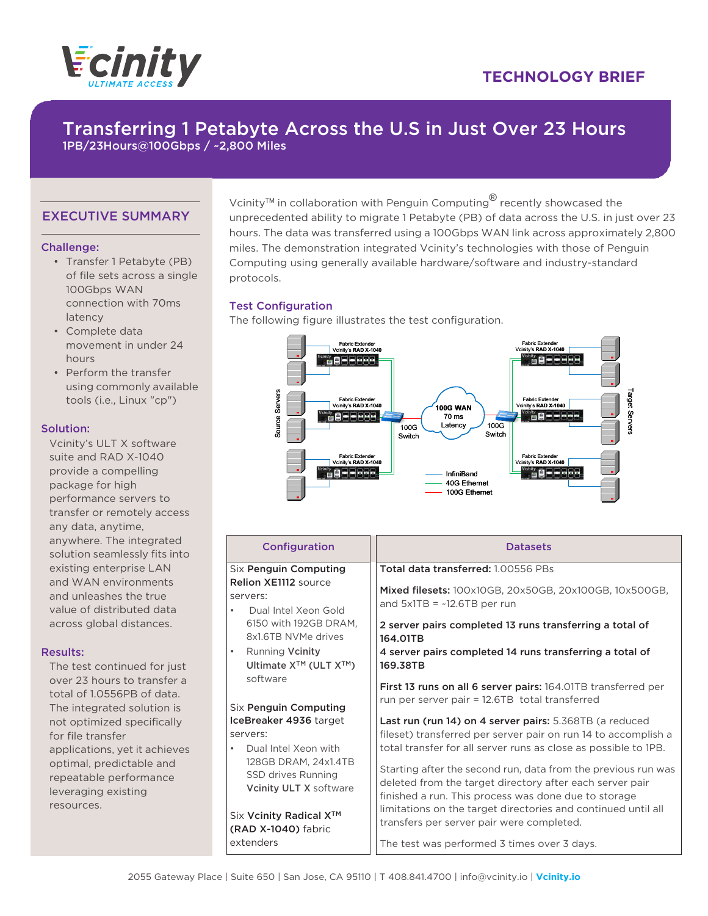# TECHNOLOGY BRIEF

## Transferring 1 Petabyte Across the U.S in Just Over 23 Hours

1PB/23Hours@100Gbps / ~2,800 Miles

## EXECUTIVE SUMMARY

### Challenge:

- Transfer 1 Petabyte (PB) of file sets across a single 100Gbps WAN connection with 70ms latency
- Complete data movement in under 24 hours
- Perform the transfer using commonly available tools (i.e., Linux "cp")

### Solution:

Vcinity's ULT X software suite and RAD X-1040 provide a compelling package for high performance servers to transfer or remotely access any data, anytime, anywhere. The integrated solution seamlessly fits into existing enterprise LAN and WAN environments and unleashes the true value of distributed data across global distances.

### Results:

The test continued for just over 23 hours to transfer a total of 1.0556PB of data. The integrated solution is not optimized specifically for file transfer applications, yet it achieves optimal, predictable and repeatable performance leveraging existing resources.

Vcinity™ in collaboration with Penguin Computing® recently showcased the unprecedented ability to migrate 1 Petabyte (PB) of data across the U.S. in just over 23 hours. The data was transferred using a 100Gbps WAN link across approximately 2,800 miles. The demonstration integrated Vcinity's technologies with those of Penguin Computing using generally available hardware/software and industry-standard protocols.

### Test Configuration

The following figure illustrates the test configuration.

| Configuration | Datasets |
|---|---|
| Six **Penguin Computing Relion XE1112** source servers:<br>• Dual Intel Xeon Gold 6150 with 192GB DRAM, 8x1.6TB NVMe drives<br>• Running **Vcinity Ultimate X™ (ULT X™)** software<br><br>Six **Penguin Computing IceBreaker 4936** target servers:<br>• Dual Intel Xeon with 128GB DRAM, 24x1.4TB SSD drives Running **Vcinity ULT X** software<br><br>Six **Vcinity Radical X™ (RAD X-1040)** fabric extenders | **Total data transferred:** 1.00556 PBs<br><br>**Mixed filesets:** 100x10GB, 20x50GB, 20x100GB, 10x500GB, and 5x1TB = ~12.6TB per run<br><br>**2 server pairs completed 13 runs transferring a total of 164.01TB**<br>**4 server pairs completed 14 runs transferring a total of 169.38TB**<br><br>**First 13 runs on all 6 server pairs:** 164.01TB transferred per run per server pair = 12.6TB total transferred<br><br>**Last run (run 14) on 4 server pairs:** 5.368TB (a reduced fileset) transferred per server pair on run 14 to accomplish a total transfer for all server runs as close as possible to 1PB.<br><br>Starting after the second run, data from the previous run was deleted from the target directory after each server pair finished a run. This process was done due to storage limitations on the target directories and continued until all transfers per server pair were completed.<br><br>The test was performed 3 times over 3 days. |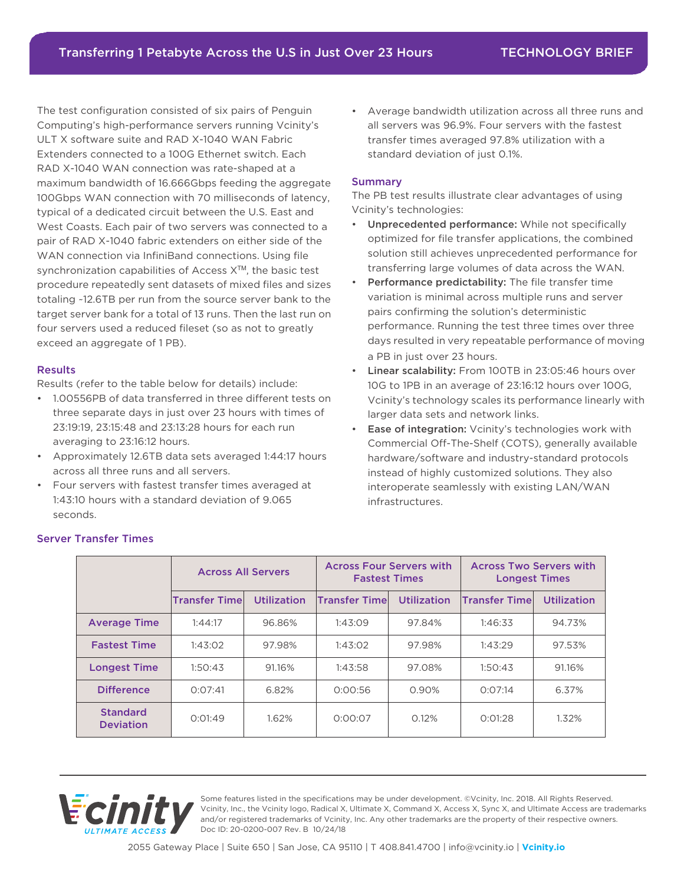The test configuration consisted of six pairs of Penguin Computing's high-performance servers running Vcinity's ULT X software suite and RAD X-1040 WAN Fabric Extenders connected to a 100G Ethernet switch. Each RAD X-1040 WAN connection was rate-shaped at a maximum bandwidth of 16.666Gbps feeding the aggregate 100Gbps WAN connection with 70 milliseconds of latency, typical of a dedicated circuit between the U.S. East and West Coasts. Each pair of two servers was connected to a pair of RAD X-1040 fabric extenders on either side of the WAN connection via InfiniBand connections. Using file synchronization capabilities of Access X™, the basic test procedure repeatedly sent datasets of mixed files and sizes totaling ~12.6TB per run from the source server bank to the target server bank for a total of 13 runs. Then the last run on four servers used a reduced fileset (so as not to greatly exceed an aggregate of 1 PB).

## Results

Results (refer to the table below for details) include:

- 1.00556PB of data transferred in three different tests on three separate days in just over 23 hours with times of 23:19:19, 23:15:48 and 23:13:28 hours for each run averaging to 23:16:12 hours.
- Approximately 12.6TB data sets averaged 1:44:17 hours across all three runs and all servers.
- Four servers with fastest transfer times averaged at 1:43:10 hours with a standard deviation of 9.065 seconds.
- Average bandwidth utilization across all three runs and all servers was 96.9%. Four servers with the fastest transfer times averaged 97.8% utilization with a standard deviation of just 0.1%.

## Summary

The PB test results illustrate clear advantages of using Vcinity's technologies:

- **Unprecedented performance:** While not specifically optimized for file transfer applications, the combined solution still achieves unprecedented performance for transferring large volumes of data across the WAN.
- **Performance predictability:** The file transfer time variation is minimal across multiple runs and server pairs confirming the solution's deterministic performance. Running the test three times over three days resulted in very repeatable performance of moving a PB in just over 23 hours.
- **Linear scalability:** From 100TB in 23:05:46 hours over 10G to 1PB in an average of 23:16:12 hours over 100G, Vcinity's technology scales its performance linearly with larger data sets and network links.
- **Ease of integration:** Vcinity's technologies work with Commercial Off-The-Shelf (COTS), generally available hardware/software and industry-standard protocols instead of highly customized solutions. They also interoperate seamlessly with existing LAN/WAN infrastructures.

## Server Transfer Times

| | Across All Servers | | Across Four Servers with Fastest Times | | Across Two Servers with Longest Times | |
|---|---|---|---|---|---|---|
| | Transfer Time | Utilization | Transfer Time | Utilization | Transfer Time | Utilization |
| **Average Time** | 1:44:17 | 96.86% | 1:43:09 | 97.84% | 1:46:33 | 94.73% |
| **Fastest Time** | 1:43:02 | 97.98% | 1:43:02 | 97.98% | 1:43:29 | 97.53% |
| **Longest Time** | 1:50:43 | 91.16% | 1:43:58 | 97.08% | 1:50:43 | 91.16% |
| **Difference** | 0:07:41 | 6.82% | 0:00:56 | 0.90% | 0:07:14 | 6.37% |
| **Standard Deviation** | 0:01:49 | 1.62% | 0:00:07 | 0.12% | 0:01:28 | 1.32% |

Vcinity ULTIMATE ACCESS

Some features listed in the specifications may be under development. ©Vcinity, Inc. 2018. All Rights Reserved. Vcinity, Inc., the Vcinity logo, Radical X, Ultimate X, Command X, Access X, Sync X, and Ultimate Access are trademarks and/or registered trademarks of Vcinity, Inc. Any other trademarks are the property of their respective owners. Doc ID: 20-0200-007 Rev. B 10/24/18

2055 Gateway Place | Suite 650 | San Jose, CA 95110 | T 408.841.4700 | info@vcinity.io | **Vcinity.io**